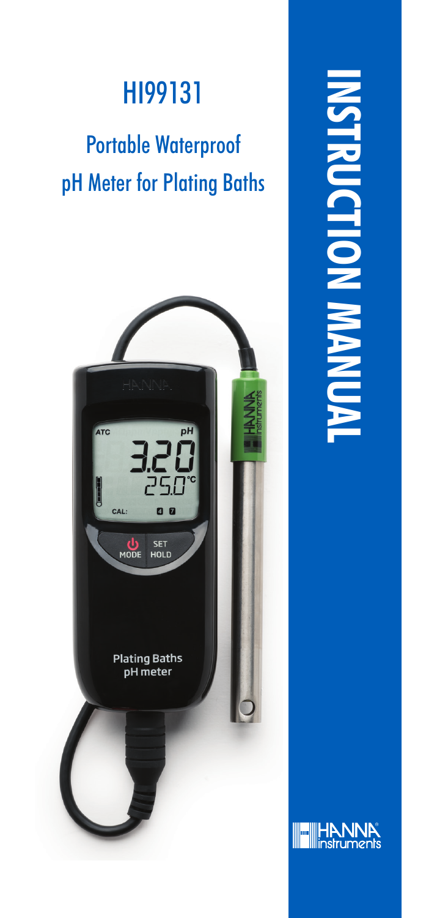# HI99131

## Portable Waterproof pH Meter for Plating Baths

# INSTRUCTION MANUAL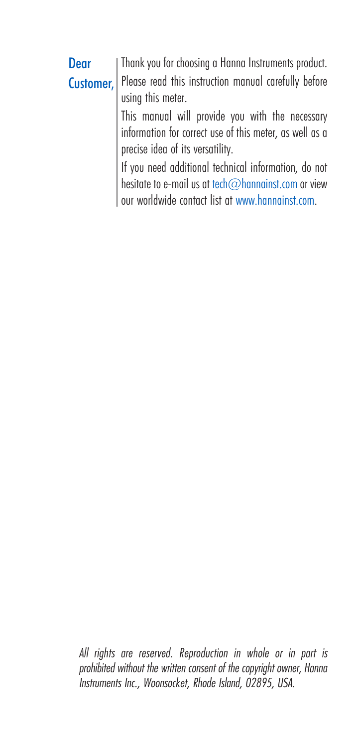**Dear Customer,**

Thank you for choosing a Hanna Instruments product. Please read this instruction manual carefully before using this meter.

This manual will provide you with the necessary information for correct use of this meter, as well as a precise idea of its versatility.

If you need additional technical information, do not hesitate to e-mail us at tech@hannainst.com or view our worldwide contact list at www.hannainst.com.

*All rights are reserved. Reproduction in whole or in part is prohibited without the written consent of the copyright owner, Hanna Instruments Inc., Woonsocket, Rhode Island, 02895, USA.*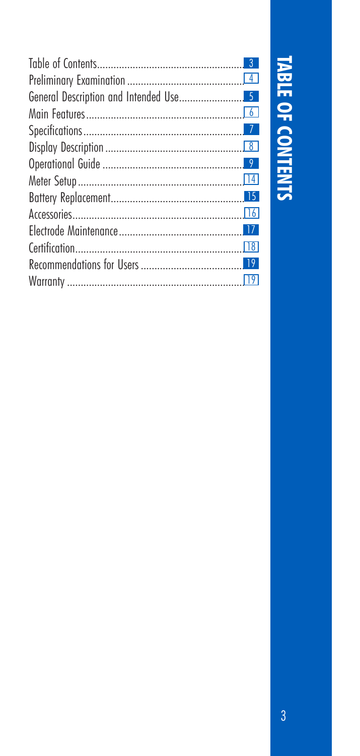# TABLE OF CONTENTS

| | |
|---|---|
| Table of Contents | 3 |
| Preliminary Examination | 4 |
| General Description and Intended Use | 5 |
| Main Features | 6 |
| Specifications | 7 |
| Display Description | 8 |
| Operational Guide | 9 |
| Meter Setup | 14 |
| Battery Replacement | 15 |
| Accessories | 16 |
| Electrode Maintenance | 17 |
| Certification | 18 |
| Recommendations for Users | 19 |
| Warranty | 19 |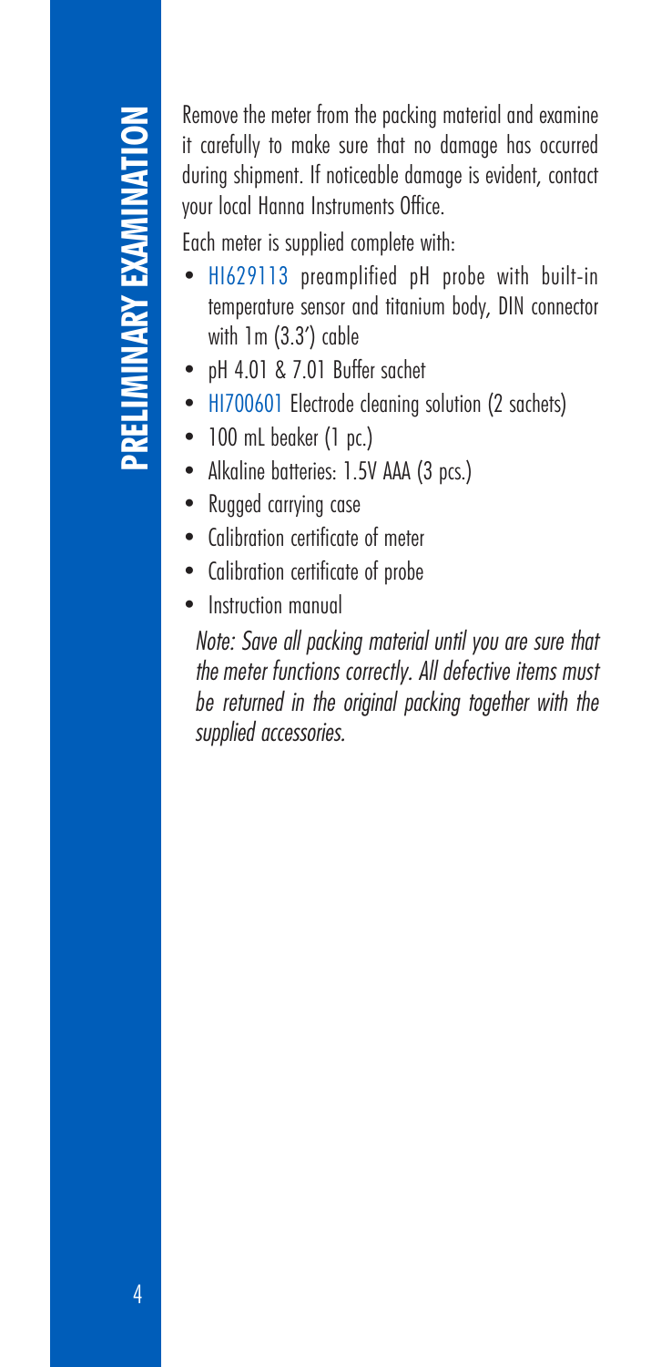# PRELIMINARY EXAMINATION

Remove the meter from the packing material and examine it carefully to make sure that no damage has occurred during shipment. If noticeable damage is evident, contact your local Hanna Instruments Office.

Each meter is supplied complete with:

- HI629113 preamplified pH probe with built-in temperature sensor and titanium body, DIN connector with 1m (3.3') cable
- pH 4.01 & 7.01 Buffer sachet
- HI700601 Electrode cleaning solution (2 sachets)
- 100 mL beaker (1 pc.)
- Alkaline batteries: 1.5V AAA (3 pcs.)
- Rugged carrying case
- Calibration certificate of meter
- Calibration certificate of probe
- Instruction manual

*Note: Save all packing material until you are sure that the meter functions correctly. All defective items must be returned in the original packing together with the supplied accessories.*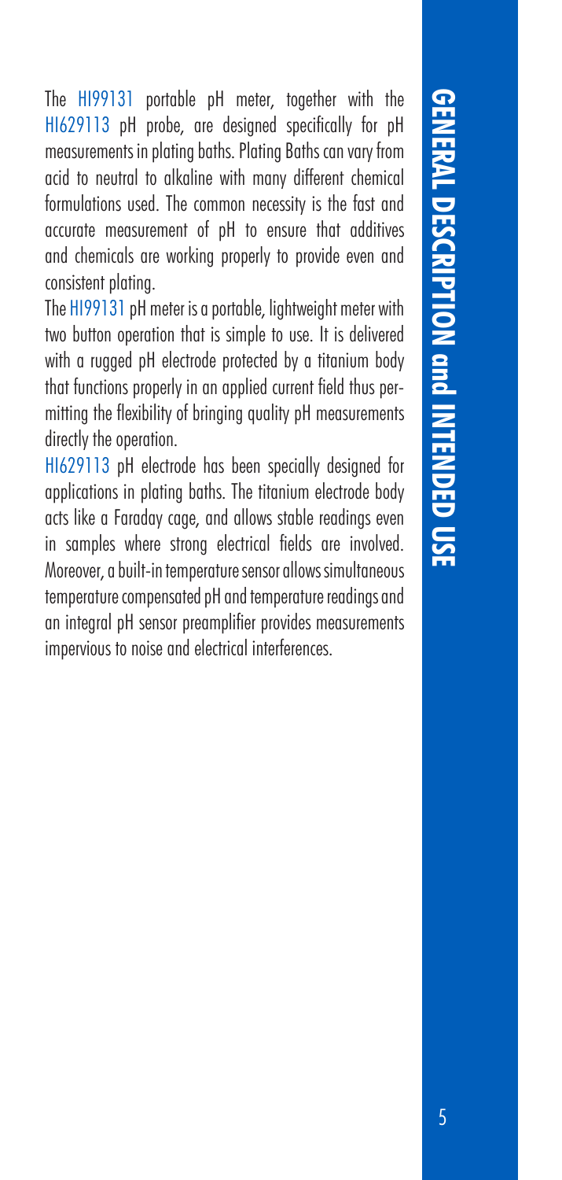# GENERAL DESCRIPTION and INTENDED USE

The HI99131 portable pH meter, together with the HI629113 pH probe, are designed specifically for pH measurements in plating baths. Plating Baths can vary from acid to neutral to alkaline with many different chemical formulations used. The common necessity is the fast and accurate measurement of pH to ensure that additives and chemicals are working properly to provide even and consistent plating.

The HI99131 pH meter is a portable, lightweight meter with two button operation that is simple to use. It is delivered with a rugged pH electrode protected by a titanium body that functions properly in an applied current field thus permitting the flexibility of bringing quality pH measurements directly the operation.

HI629113 pH electrode has been specially designed for applications in plating baths. The titanium electrode body acts like a Faraday cage, and allows stable readings even in samples where strong electrical fields are involved. Moreover, a built-in temperature sensor allows simultaneous temperature compensated pH and temperature readings and an integral pH sensor preamplifier provides measurements impervious to noise and electrical interferences.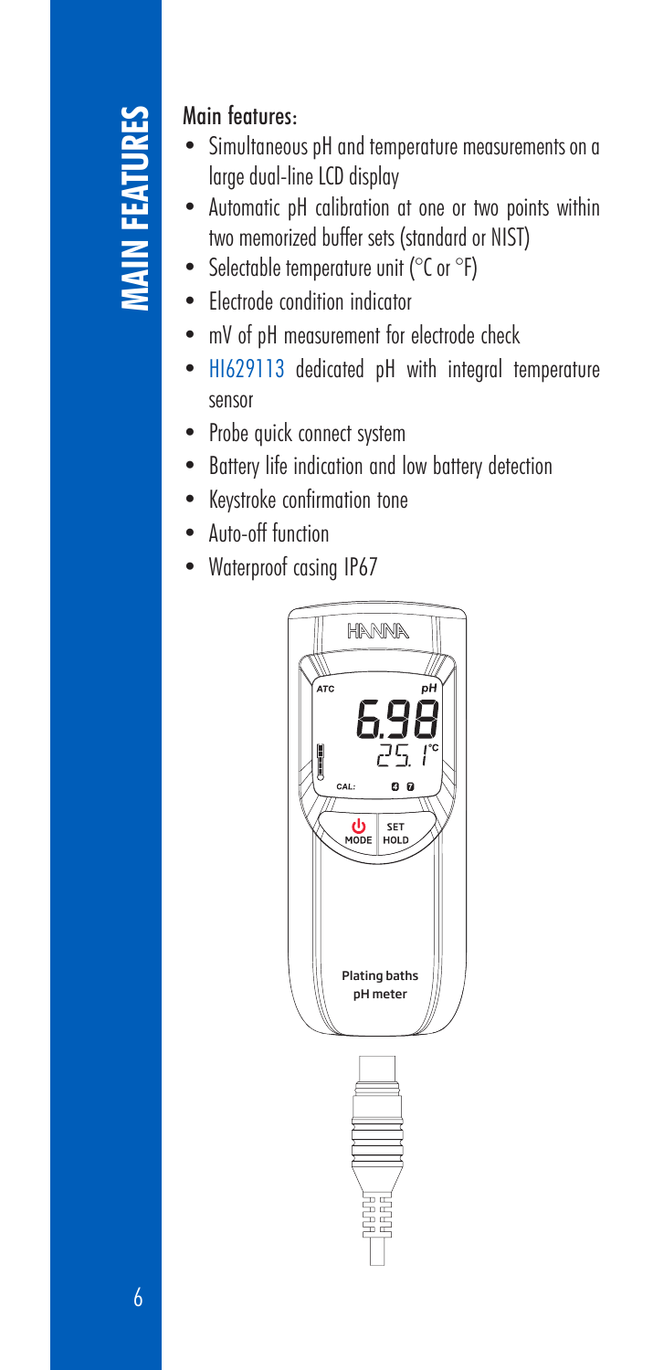## Main features:

- Simultaneous pH and temperature measurements on a large dual-line LCD display
- Automatic pH calibration at one or two points within two memorized buffer sets (standard or NIST)
- Selectable temperature unit (°C or °F)
- Electrode condition indicator
- mV of pH measurement for electrode check
- HI629113 dedicated pH with integral temperature sensor
- Probe quick connect system
- Battery life indication and low battery detection
- Keystroke confirmation tone
- Auto-off function
- Waterproof casing IP67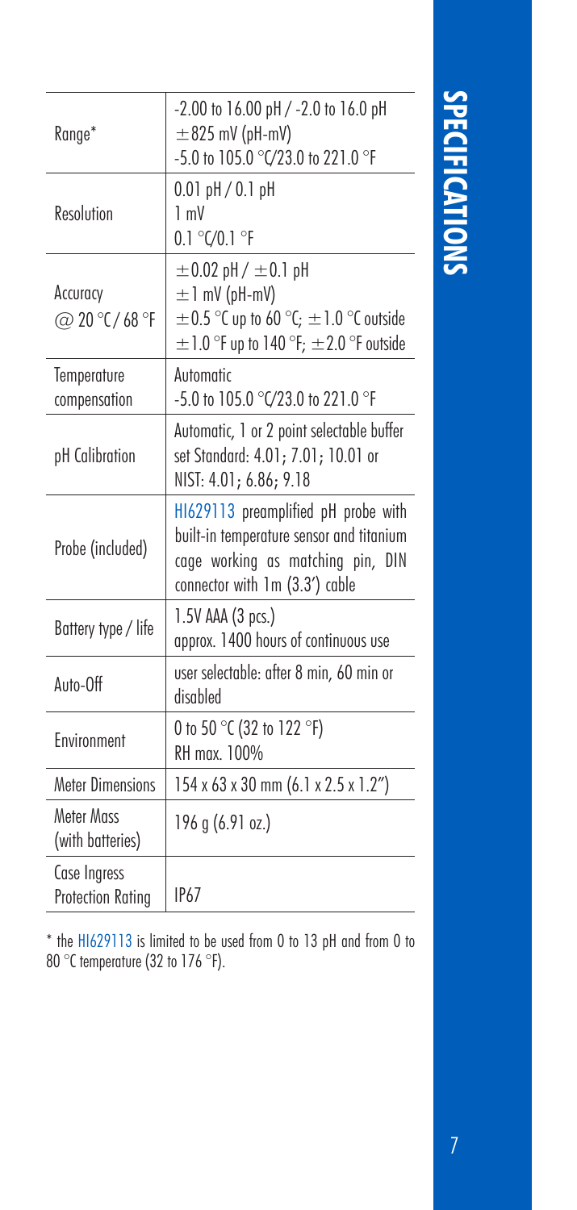# SPECIFICATIONS

| | |
|---|---|
| Range* | -2.00 to 16.00 pH / -2.0 to 16.0 pH<br>±825 mV (pH-mV)<br>-5.0 to 105.0 °C/23.0 to 221.0 °F |
| Resolution | 0.01 pH / 0.1 pH<br>1 mV<br>0.1 °C/0.1 °F |
| Accuracy @ 20 °C / 68 °F | ±0.02 pH / ±0.1 pH<br>±1 mV (pH-mV)<br>±0.5 °C up to 60 °C; ±1.0 °C outside<br>±1.0 °F up to 140 °F; ±2.0 °F outside |
| Temperature compensation | Automatic<br>-5.0 to 105.0 °C/23.0 to 221.0 °F |
| pH Calibration | Automatic, 1 or 2 point selectable buffer set Standard: 4.01; 7.01; 10.01 or NIST: 4.01; 6.86; 9.18 |
| Probe (included) | HI629113 preamplified pH probe with built-in temperature sensor and titanium cage working as matching pin, DIN connector with 1m (3.3') cable |
| Battery type / life | 1.5V AAA (3 pcs.)<br>approx. 1400 hours of continuous use |
| Auto-Off | user selectable: after 8 min, 60 min or disabled |
| Environment | 0 to 50 °C (32 to 122 °F)<br>RH max. 100% |
| Meter Dimensions | 154 x 63 x 30 mm (6.1 x 2.5 x 1.2") |
| Meter Mass (with batteries) | 196 g (6.91 oz.) |
| Case Ingress Protection Rating | IP67 |

* the HI629113 is limited to be used from 0 to 13 pH and from 0 to 80 °C temperature (32 to 176 °F).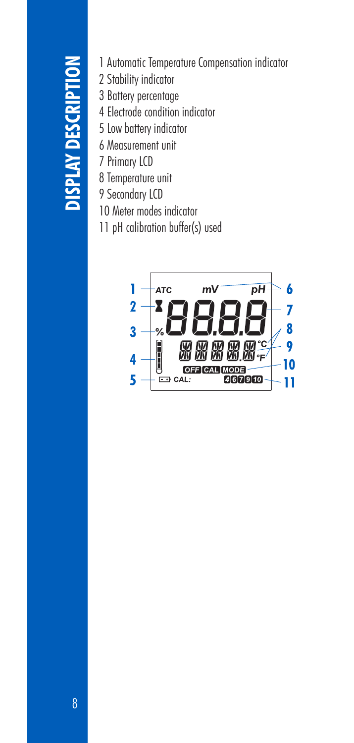# DISPLAY DESCRIPTION

1 Automatic Temperature Compensation indicator
2 Stability indicator
3 Battery percentage
4 Electrode condition indicator
5 Low battery indicator
6 Measurement unit
7 Primary LCD
8 Temperature unit
9 Secondary LCD
10 Meter modes indicator
11 pH calibration buffer(s) used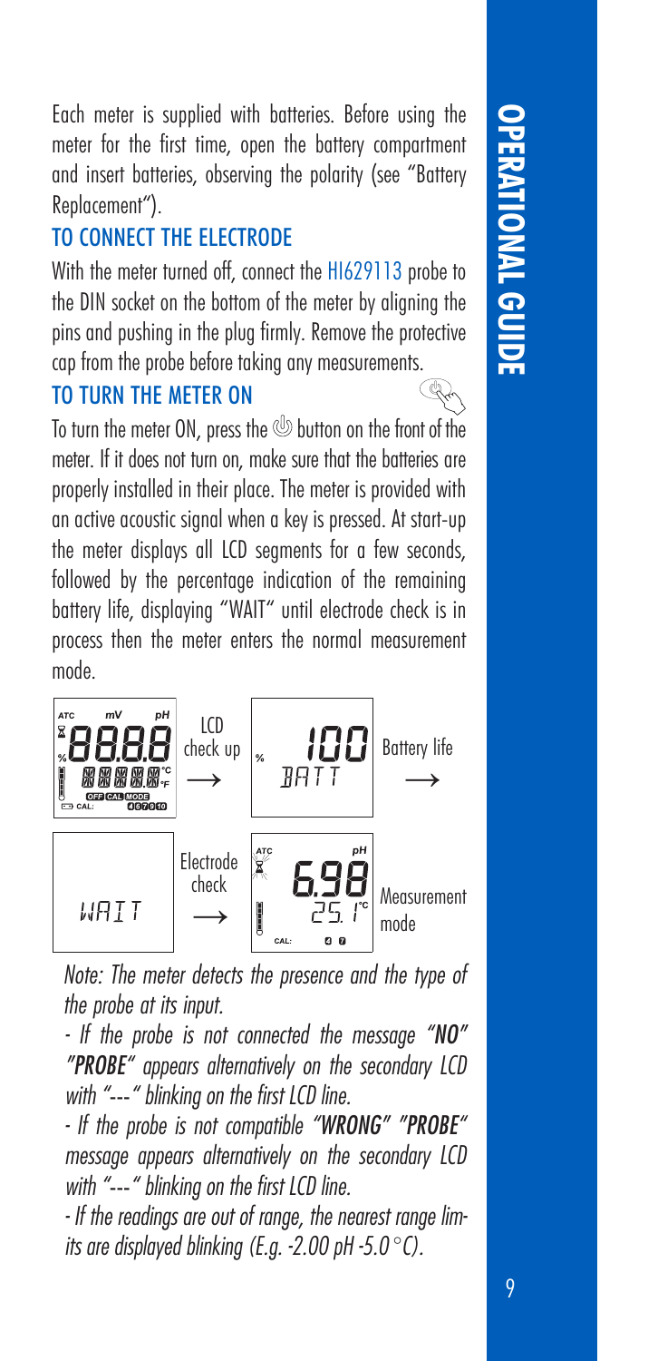Each meter is supplied with batteries. Before using the meter for the first time, open the battery compartment and insert batteries, observing the polarity (see "Battery Replacement").

## TO CONNECT THE ELECTRODE

With the meter turned off, connect the HI629113 probe to the DIN socket on the bottom of the meter by aligning the pins and pushing in the plug firmly. Remove the protective cap from the probe before taking any measurements.

## TO TURN THE METER ON

To turn the meter ON, press the ⏻ button on the front of the meter. If it does not turn on, make sure that the batteries are properly installed in their place. The meter is provided with an active acoustic signal when a key is pressed. At start-up the meter displays all LCD segments for a few seconds, followed by the percentage indication of the remaining battery life, displaying "WAIT" until electrode check is in process then the meter enters the normal measurement mode.

LCD check up → Battery life → WAIT → Electrode check → Measurement mode

*Note: The meter detects the presence and the type of the probe at its input.*

*- If the probe is not connected the message "**NO**" "**PROBE**" appears alternatively on the secondary LCD with "---" blinking on the first LCD line.*

*- If the probe is not compatible "**WRONG**" "**PROBE**" message appears alternatively on the secondary LCD with "---" blinking on the first LCD line.*

*- If the readings are out of range, the nearest range limits are displayed blinking (E.g. -2.00 pH -5.0 °C).*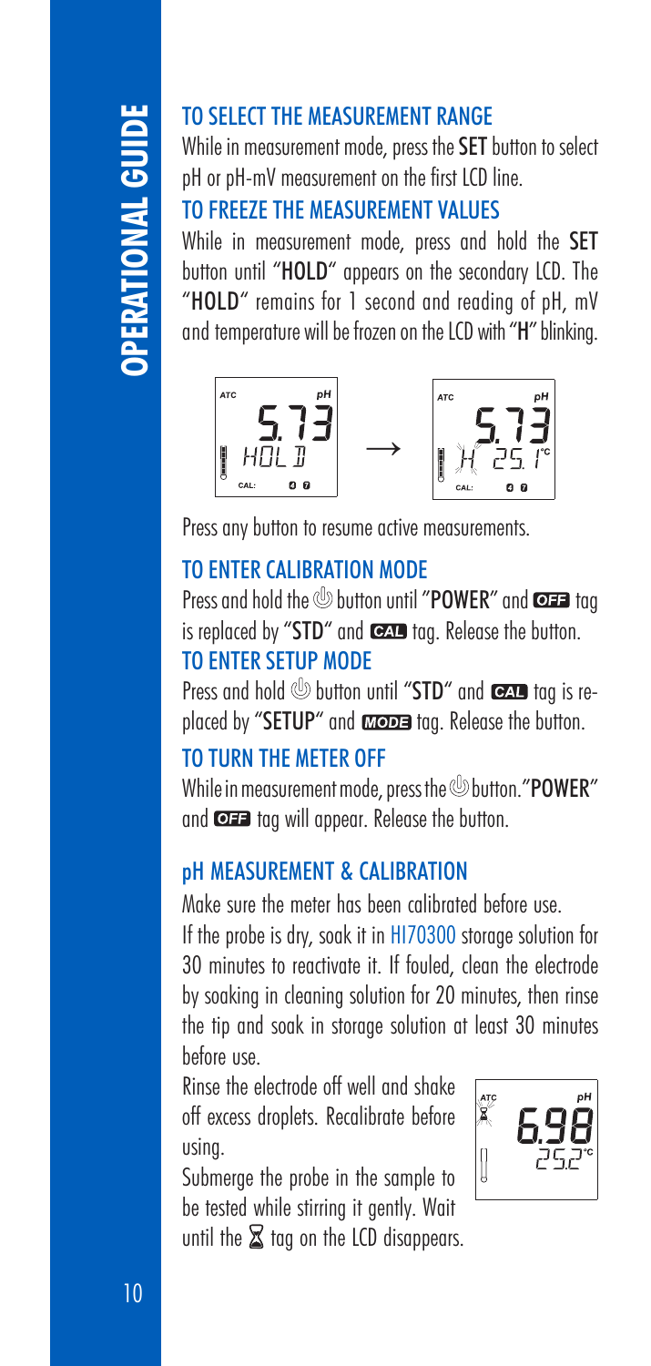## TO SELECT THE MEASUREMENT RANGE

While in measurement mode, press the **SET** button to select pH or pH-mV measurement on the first LCD line.

## TO FREEZE THE MEASUREMENT VALUES

While in measurement mode, press and hold the **SET** button until "**HOLD**" appears on the secondary LCD. The "**HOLD**" remains for 1 second and reading of pH, mV and temperature will be frozen on the LCD with "**H**" blinking.

Press any button to resume active measurements.

## TO ENTER CALIBRATION MODE

Press and hold the ⏻ button until "**POWER**" and **OFF** tag is replaced by "**STD**" and **CAL** tag. Release the button.

## TO ENTER SETUP MODE

Press and hold ⏻ button until "**STD**" and **CAL** tag is replaced by "**SETUP**" and **MODE** tag. Release the button.

## TO TURN THE METER OFF

While in measurement mode, press the ⏻ button. "**POWER**" and **OFF** tag will appear. Release the button.

## pH MEASUREMENT & CALIBRATION

Make sure the meter has been calibrated before use.

If the probe is dry, soak it in HI70300 storage solution for 30 minutes to reactivate it. If fouled, clean the electrode by soaking in cleaning solution for 20 minutes, then rinse the tip and soak in storage solution at least 30 minutes before use.

Rinse the electrode off well and shake off excess droplets. Recalibrate before using.

Submerge the probe in the sample to be tested while stirring it gently. Wait until the ⌛ tag on the LCD disappears.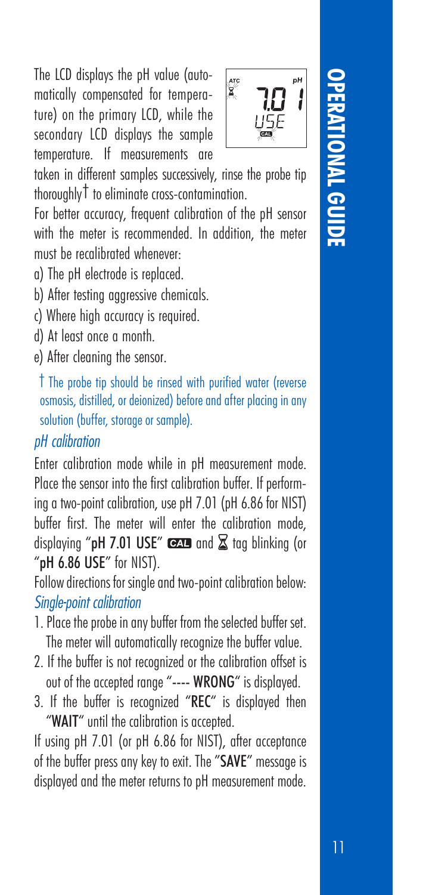The LCD displays the pH value (automatically compensated for temperature) on the primary LCD, while the secondary LCD displays the sample temperature. If measurements are taken in different samples successively, rinse the probe tip thoroughly† to eliminate cross-contamination.

For better accuracy, frequent calibration of the pH sensor with the meter is recommended. In addition, the meter must be recalibrated whenever:

a) The pH electrode is replaced.
b) After testing aggressive chemicals.
c) Where high accuracy is required.
d) At least once a month.
e) After cleaning the sensor.

† The probe tip should be rinsed with purified water (reverse osmosis, distilled, or deionized) before and after placing in any solution (buffer, storage or sample).

### *pH calibration*

Enter calibration mode while in pH measurement mode. Place the sensor into the first calibration buffer. If performing a two-point calibration, use pH 7.01 (pH 6.86 for NIST) buffer first. The meter will enter the calibration mode, displaying "**pH 7.01 USE**" CAL and ⌛ tag blinking (or "**pH 6.86 USE**" for NIST).

Follow directions for single and two-point calibration below:

*Single-point calibration*

1. Place the probe in any buffer from the selected buffer set. The meter will automatically recognize the buffer value.
2. If the buffer is not recognized or the calibration offset is out of the accepted range "**---- WRONG**" is displayed.
3. If the buffer is recognized "**REC**" is displayed then "**WAIT**" until the calibration is accepted.

If using pH 7.01 (or pH 6.86 for NIST), after acceptance of the buffer press any key to exit. The "**SAVE**" message is displayed and the meter returns to pH measurement mode.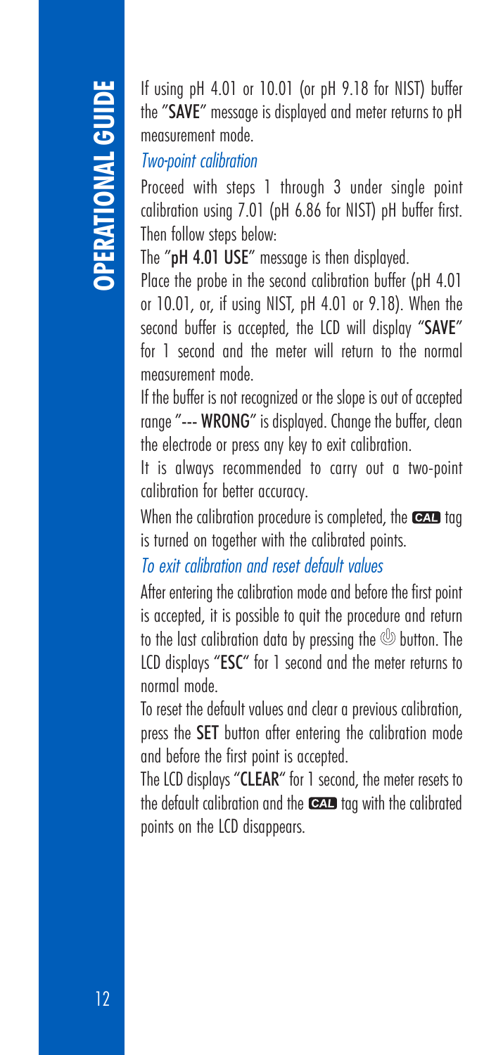If using pH 4.01 or 10.01 (or pH 9.18 for NIST) buffer the "**SAVE**" message is displayed and meter returns to pH measurement mode.

*Two-point calibration*

Proceed with steps 1 through 3 under single point calibration using 7.01 (pH 6.86 for NIST) pH buffer first. Then follow steps below:

The "**pH 4.01 USE**" message is then displayed.

Place the probe in the second calibration buffer (pH 4.01 or 10.01, or, if using NIST, pH 4.01 or 9.18). When the second buffer is accepted, the LCD will display "**SAVE**" for 1 second and the meter will return to the normal measurement mode.

If the buffer is not recognized or the slope is out of accepted range "**--- WRONG**" is displayed. Change the buffer, clean the electrode or press any key to exit calibration.

It is always recommended to carry out a two-point calibration for better accuracy.

When the calibration procedure is completed, the **CAL** tag is turned on together with the calibrated points.

*To exit calibration and reset default values*

After entering the calibration mode and before the first point is accepted, it is possible to quit the procedure and return to the last calibration data by pressing the ⏻ button. The LCD displays "**ESC**" for 1 second and the meter returns to normal mode.

To reset the default values and clear a previous calibration, press the **SET** button after entering the calibration mode and before the first point is accepted.

The LCD displays "**CLEAR**" for 1 second, the meter resets to the default calibration and the **CAL** tag with the calibrated points on the LCD disappears.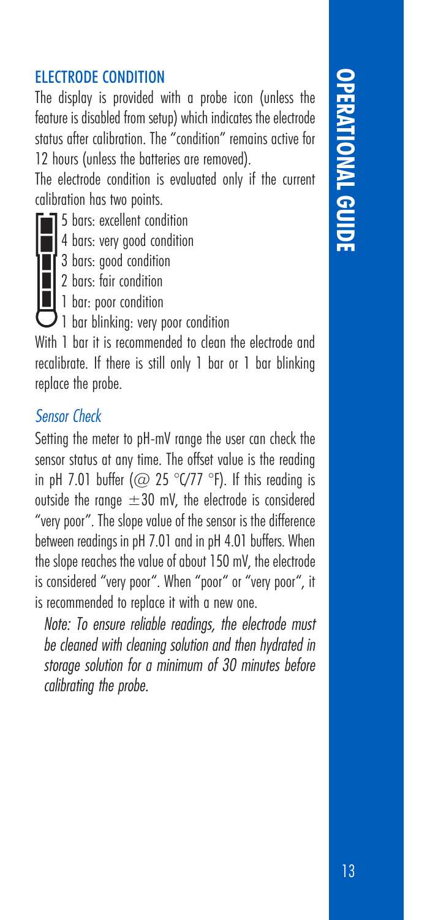## ELECTRODE CONDITION

The display is provided with a probe icon (unless the feature is disabled from setup) which indicates the electrode status after calibration. The "condition" remains active for 12 hours (unless the batteries are removed).

The electrode condition is evaluated only if the current calibration has two points.

- 5 bars: excellent condition
- 4 bars: very good condition
- 3 bars: good condition
- 2 bars: fair condition
- 1 bar: poor condition
- 1 bar blinking: very poor condition

With 1 bar it is recommended to clean the electrode and recalibrate. If there is still only 1 bar or 1 bar blinking replace the probe.

### *Sensor Check*

Setting the meter to pH-mV range the user can check the sensor status at any time. The offset value is the reading in pH 7.01 buffer (@ 25 °C/77 °F). If this reading is outside the range $\pm$30 mV, the electrode is considered "very poor". The slope value of the sensor is the difference between readings in pH 7.01 and in pH 4.01 buffers. When the slope reaches the value of about 150 mV, the electrode is considered "very poor". When "poor" or "very poor", it is recommended to replace it with a new one.

*Note: To ensure reliable readings, the electrode must be cleaned with cleaning solution and then hydrated in storage solution for a minimum of 30 minutes before calibrating the probe.*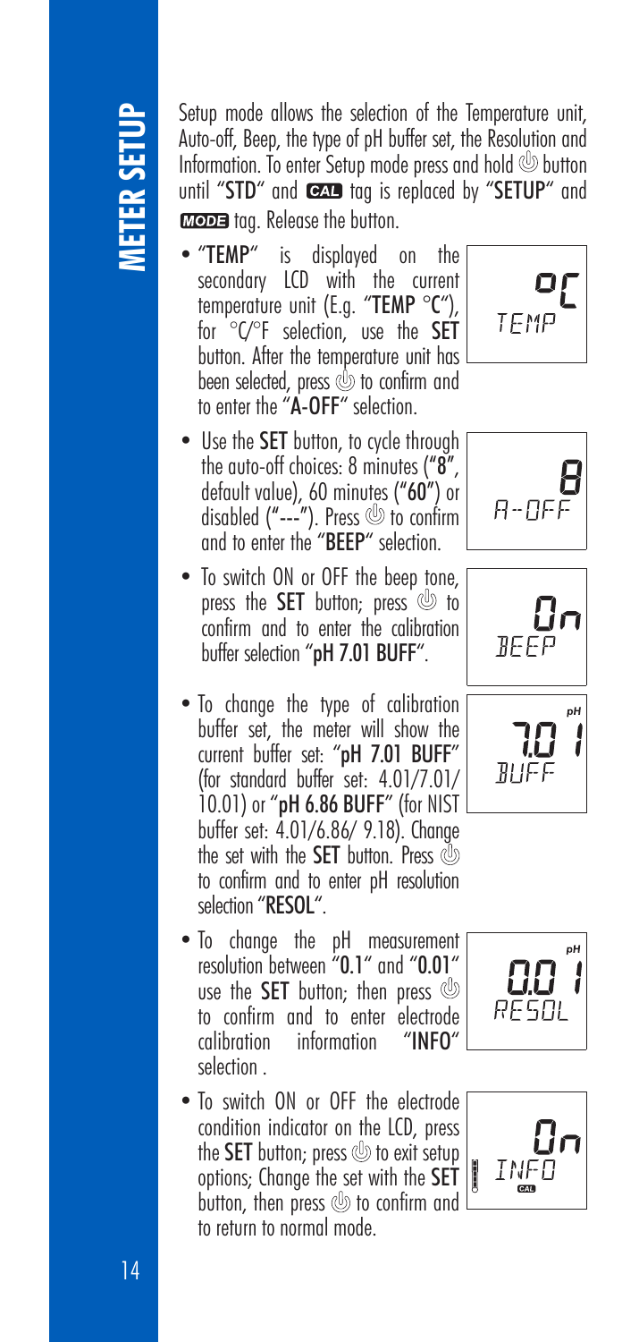# METER SETUP

Setup mode allows the selection of the Temperature unit, Auto-off, Beep, the type of pH buffer set, the Resolution and Information. To enter Setup mode press and hold ⏻ button until "**STD**" and **CAL** tag is replaced by "**SETUP**" and **MODE** tag. Release the button.

- "**TEMP**" is displayed on the secondary LCD with the current temperature unit (E.g. "**TEMP °C**"), for °C/°F selection, use the **SET** button. After the temperature unit has been selected, press ⏻ to confirm and to enter the "**A-OFF**" selection.

- Use the **SET** button, to cycle through the auto-off choices: 8 minutes ("**8**", default value), 60 minutes ("**60**") or disabled ("**---**"). Press ⏻ to confirm and to enter the "**BEEP**" selection.

- To switch ON or OFF the beep tone, press the **SET** button; press ⏻ to confirm and to enter the calibration buffer selection "**pH 7.01 BUFF**".

- To change the type of calibration buffer set, the meter will show the current buffer set: "**pH 7.01 BUFF**" (for standard buffer set: 4.01/7.01/ 10.01) or "**pH 6.86 BUFF**" (for NIST buffer set: 4.01/6.86/ 9.18). Change the set with the **SET** button. Press ⏻ to confirm and to enter pH resolution selection "**RESOL**".

- To change the pH measurement resolution between "**0.1**" and "**0.01**" use the **SET** button; then press ⏻ to confirm and to enter electrode calibration information "**INFO**" selection .

- To switch ON or OFF the electrode condition indicator on the LCD, press the **SET** button; press ⏻ to exit setup options; Change the set with the **SET** button, then press ⏻ to confirm and to return to normal mode.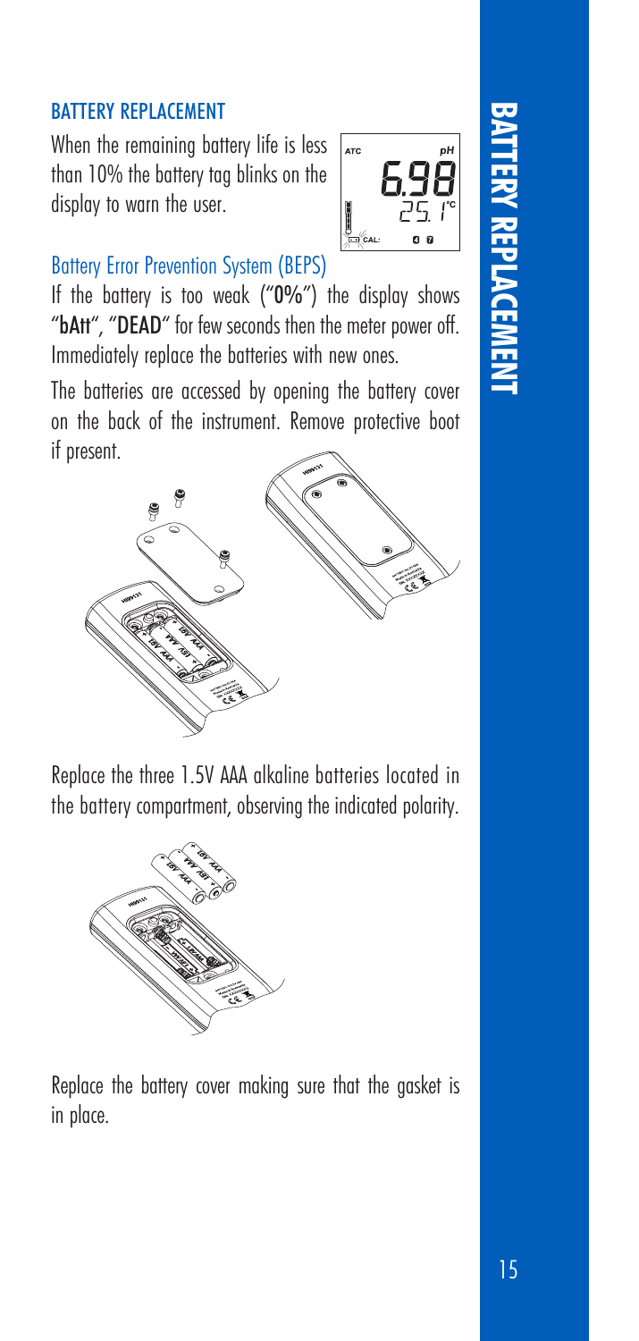## BATTERY REPLACEMENT

When the remaining battery life is less than 10% the battery tag blinks on the display to warn the user.

### Battery Error Prevention System (BEPS)

If the battery is too weak ("**0%**") the display shows "**bAtt**", "**DEAD**" for few seconds then the meter power off. Immediately replace the batteries with new ones.

The batteries are accessed by opening the battery cover on the back of the instrument. Remove protective boot if present.

Replace the three 1.5V AAA alkaline batteries located in the battery compartment, observing the indicated polarity.

Replace the battery cover making sure that the gasket is in place.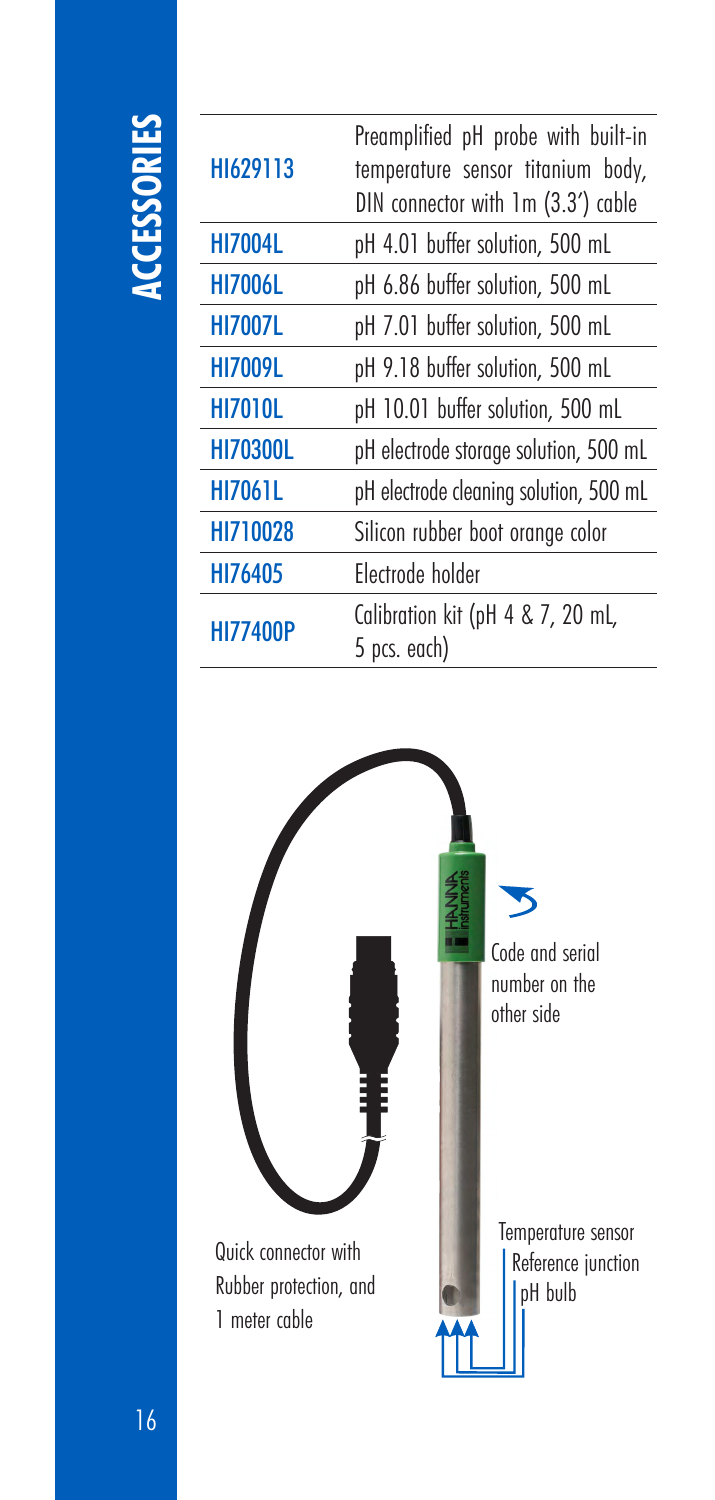# ACCESSORIES

| | |
|---|---|
| HI629113 | Preamplified pH probe with built-in temperature sensor titanium body, DIN connector with 1m (3.3') cable |
| HI7004L | pH 4.01 buffer solution, 500 mL |
| HI7006L | pH 6.86 buffer solution, 500 mL |
| HI7007L | pH 7.01 buffer solution, 500 mL |
| HI7009L | pH 9.18 buffer solution, 500 mL |
| HI7010L | pH 10.01 buffer solution, 500 mL |
| HI70300L | pH electrode storage solution, 500 mL |
| HI7061L | pH electrode cleaning solution, 500 mL |
| HI710028 | Silicon rubber boot orange color |
| HI76405 | Electrode holder |
| HI77400P | Calibration kit (pH 4 & 7, 20 mL, 5 pcs. each) |

Code and serial number on the other side

Quick connector with Rubber protection, and 1 meter cable

Temperature sensor

Reference junction

pH bulb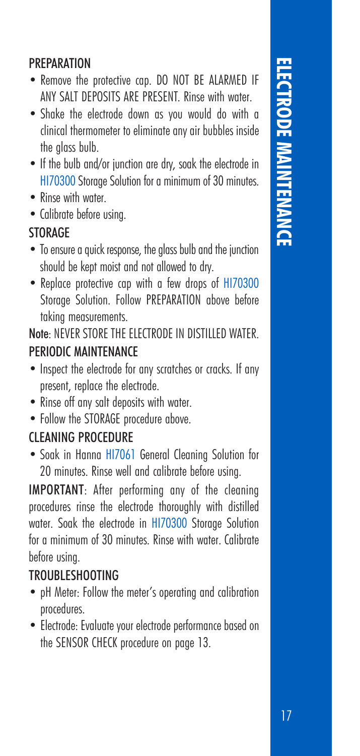## PREPARATION

- Remove the protective cap. DO NOT BE ALARMED IF ANY SALT DEPOSITS ARE PRESENT. Rinse with water.
- Shake the electrode down as you would do with a clinical thermometer to eliminate any air bubbles inside the glass bulb.
- If the bulb and/or junction are dry, soak the electrode in HI70300 Storage Solution for a minimum of 30 minutes.
- Rinse with water.
- Calibrate before using.

## STORAGE

- To ensure a quick response, the glass bulb and the junction should be kept moist and not allowed to dry.
- Replace protective cap with a few drops of HI70300 Storage Solution. Follow PREPARATION above before taking measurements.

**Note**: NEVER STORE THE ELECTRODE IN DISTILLED WATER.

## PERIODIC MAINTENANCE

- Inspect the electrode for any scratches or cracks. If any present, replace the electrode.
- Rinse off any salt deposits with water.
- Follow the STORAGE procedure above.

## CLEANING PROCEDURE

- Soak in Hanna HI7061 General Cleaning Solution for 20 minutes. Rinse well and calibrate before using.

**IMPORTANT**: After performing any of the cleaning procedures rinse the electrode thoroughly with distilled water. Soak the electrode in HI70300 Storage Solution for a minimum of 30 minutes. Rinse with water. Calibrate before using.

## TROUBLESHOOTING

- pH Meter: Follow the meter's operating and calibration procedures.
- Electrode: Evaluate your electrode performance based on the SENSOR CHECK procedure on page 13.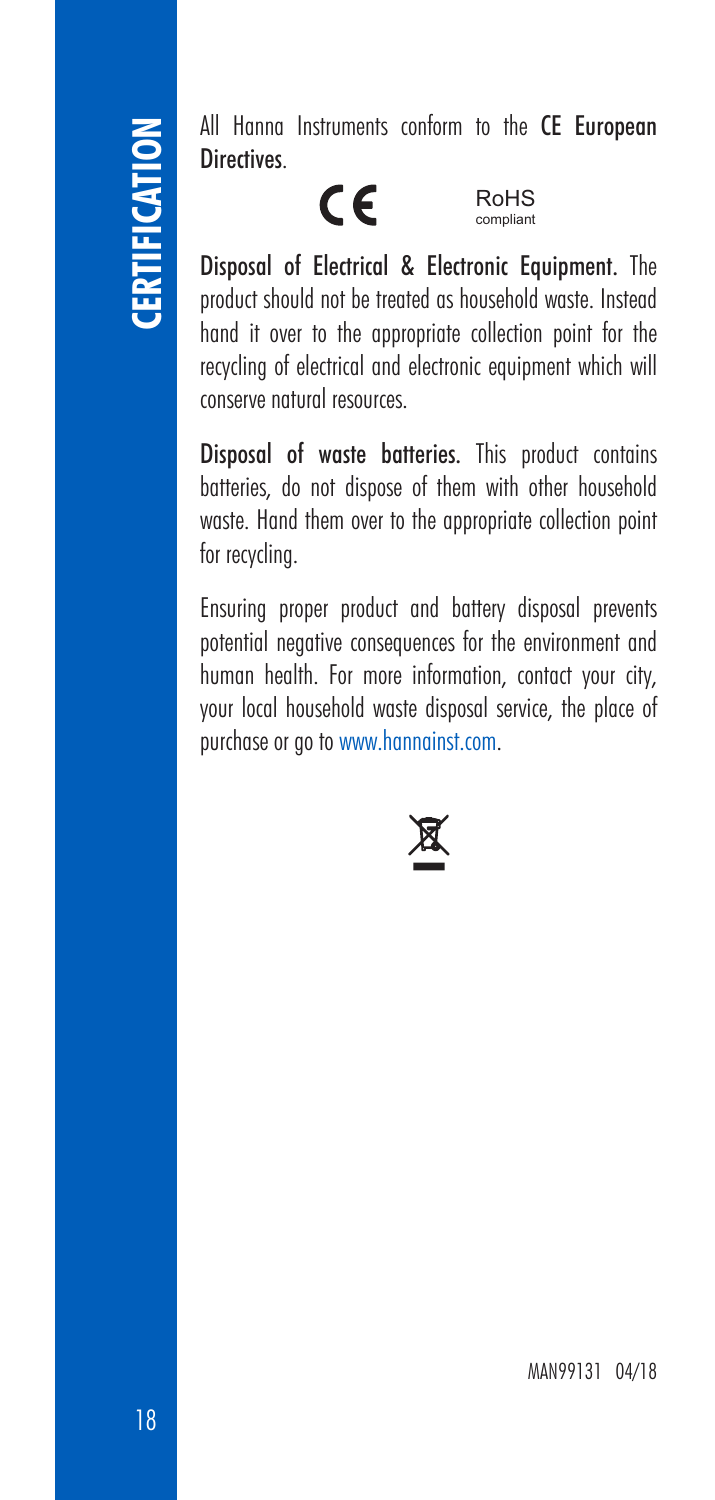# CERTIFICATION

All Hanna Instruments conform to the **CE European Directives**.

CE RoHS compliant

**Disposal of Electrical & Electronic Equipment.** The product should not be treated as household waste. Instead hand it over to the appropriate collection point for the recycling of electrical and electronic equipment which will conserve natural resources.

**Disposal of waste batteries.** This product contains batteries, do not dispose of them with other household waste. Hand them over to the appropriate collection point for recycling.

Ensuring proper product and battery disposal prevents potential negative consequences for the environment and human health. For more information, contact your city, your local household waste disposal service, the place of purchase or go to www.hannainst.com.

MAN99131 04/18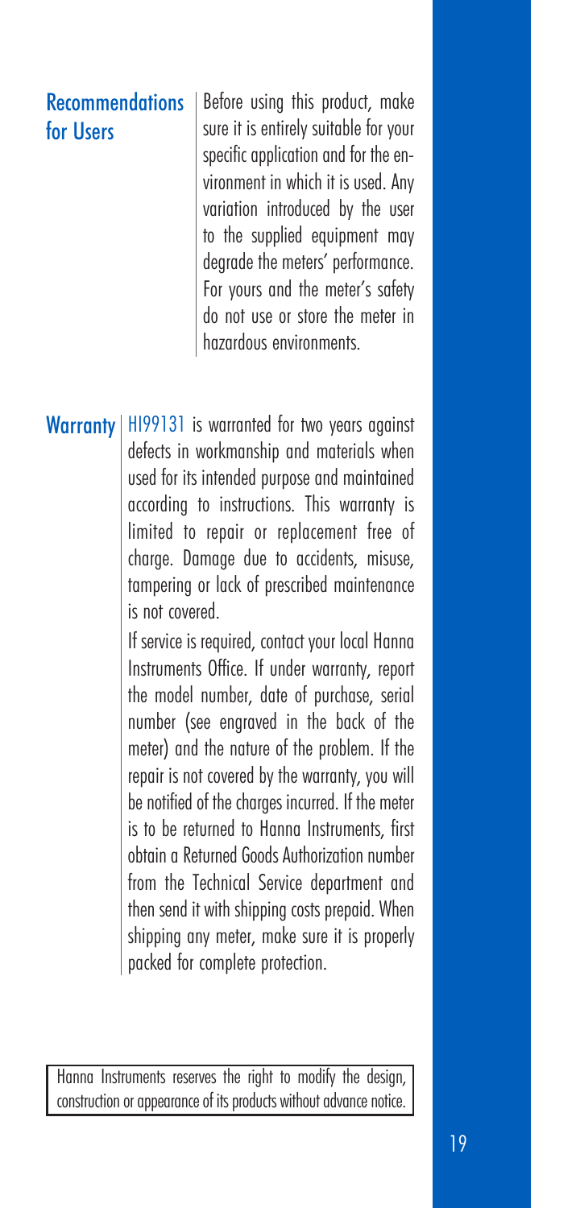## Recommendations for Users

Before using this product, make sure it is entirely suitable for your specific application and for the environment in which it is used. Any variation introduced by the user to the supplied equipment may degrade the meters' performance. For yours and the meter's safety do not use or store the meter in hazardous environments.

## Warranty

HI99131 is warranted for two years against defects in workmanship and materials when used for its intended purpose and maintained according to instructions. This warranty is limited to repair or replacement free of charge. Damage due to accidents, misuse, tampering or lack of prescribed maintenance is not covered.

If service is required, contact your local Hanna Instruments Office. If under warranty, report the model number, date of purchase, serial number (see engraved in the back of the meter) and the nature of the problem. If the repair is not covered by the warranty, you will be notified of the charges incurred. If the meter is to be returned to Hanna Instruments, first obtain a Returned Goods Authorization number from the Technical Service department and then send it with shipping costs prepaid. When shipping any meter, make sure it is properly packed for complete protection.

Hanna Instruments reserves the right to modify the design, construction or appearance of its products without advance notice.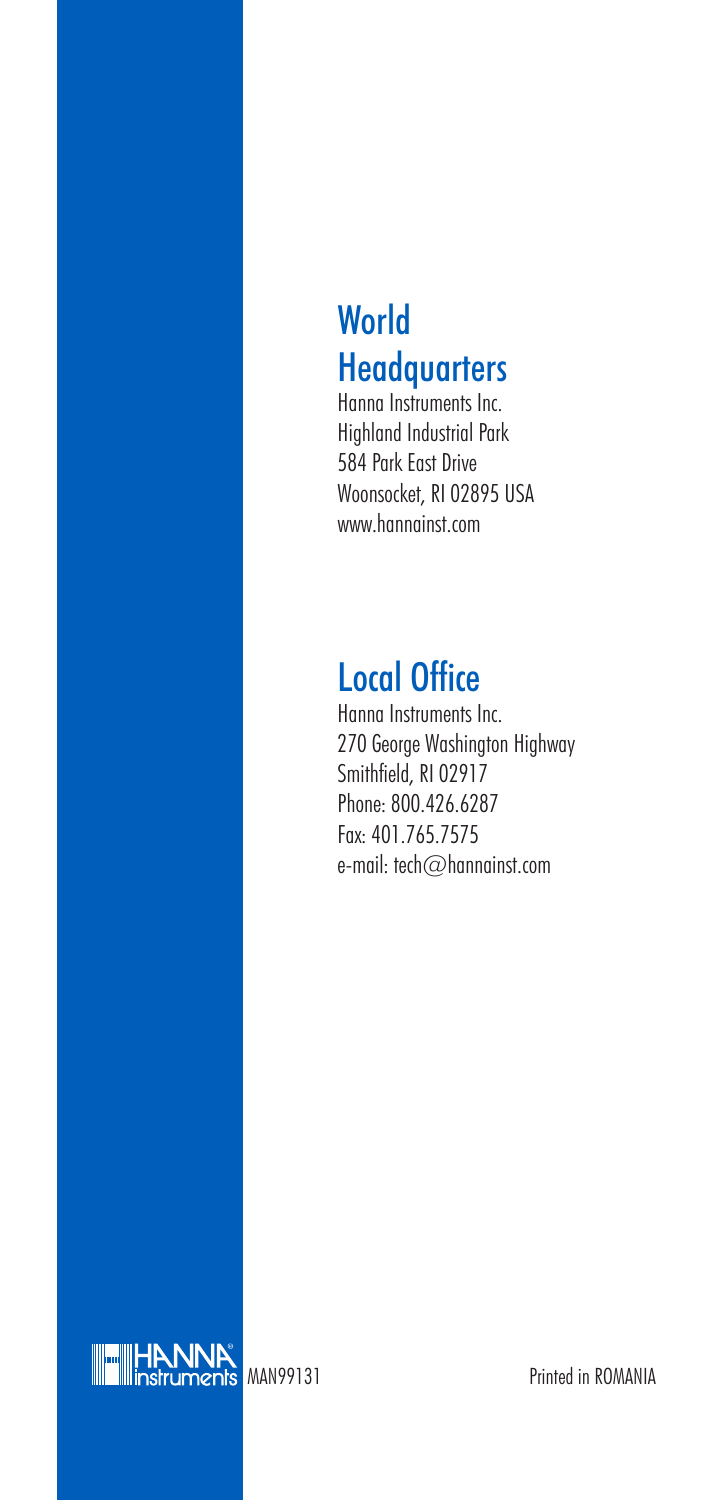## World Headquarters

Hanna Instruments Inc.
Highland Industrial Park
584 Park East Drive
Woonsocket, RI 02895 USA
www.hannainst.com

## Local Office

Hanna Instruments Inc.
270 George Washington Highway
Smithfield, RI 02917
Phone: 800.426.6287
Fax: 401.765.7575
e-mail: tech@hannainst.com

HANNA instruments MAN99131

Printed in ROMANIA